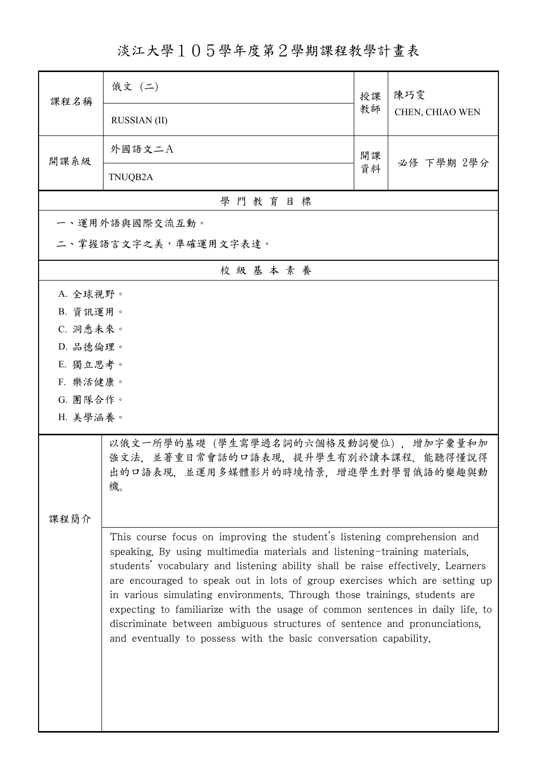# 淡江大學１０５學年度第２學期課程教學計畫表

| 課程名稱 | 俄文（二） | 授課教師 | 陳巧雯 |
|---|---|---|---|
| | RUSSIAN (II) | | CHEN, CHIAO WEN |
| 開課系級 | 外國語文二Ａ | 開課資料 | 必修 下學期 2學分 |
| | TNUQB2A | | |

## 學 門 教 育 目 標

一、運用外語與國際交流互動。

二、掌握語言文字之美，準確運用文字表達。

## 校 級 基 本 素 養

A. 全球視野。

B. 資訊運用。

C. 洞悉未來。

D. 品德倫理。

E. 獨立思考。

F. 樂活健康。

G. 團隊合作。

H. 美學涵養。

## 課程簡介

以俄文一所學的基礎（學生需學過名詞的六個格及動詞變位），增加字彙量和加強文法，並著重日常會話的口語表現，提升學生有別於讀本課程，能聽得懂說得出的口語表現，並運用多媒體影片的時境情景，增進學生對學習俄語的樂趣與動機。

This course focus on improving the student's listening comprehension and speaking. By using multimedia materials and listening-training materials, students' vocabulary and listening ability shall be raise effectively. Learners are encouraged to speak out in lots of group exercises which are setting up in various simulating environments. Through those trainings, students are expecting to familiarize with the usage of common sentences in daily life, to discriminate between ambiguous structures of sentence and pronunciations, and eventually to possess with the basic conversation capability.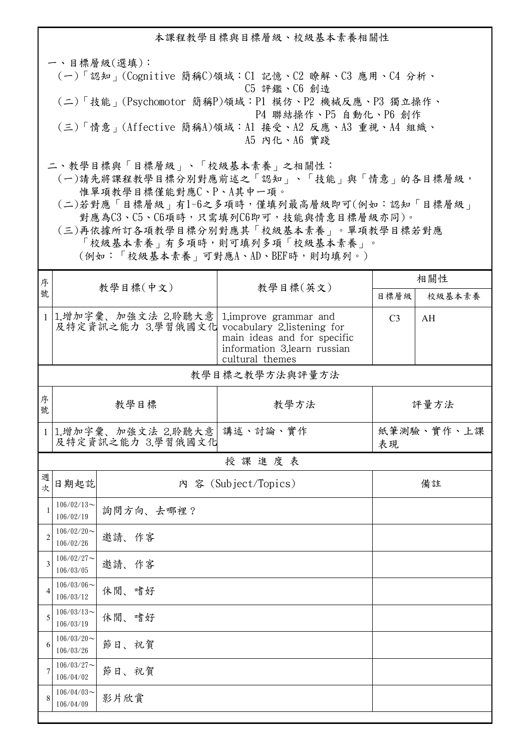## 本課程教學目標與目標層級、校級基本素養相關性

一、目標層級(選填)：
(一)「認知」(Cognitive 簡稱C)領域：C1 記憶、C2 瞭解、C3 應用、C4 分析、C5 評鑑、C6 創造
(二)「技能」(Psychomotor 簡稱P)領域：P1 模仿、P2 機械反應、P3 獨立操作、P4 聯結操作、P5 自動化、P6 創作
(三)「情意」(Affective 簡稱A)領域：A1 接受、A2 反應、A3 重視、A4 組織、A5 內化、A6 實踐

二、教學目標與「目標層級」、「校級基本素養」之相關性：
(一)請先將課程教學目標分別對應前述之「認知」、「技能」與「情意」的各目標層級，惟單項教學目標僅能對應C、P、A其中一項。
(二)若對應「目標層級」有1~6之多項時，僅填列最高層級即可(例如：認知「目標層級」對應為C3、C5、C6項時，只需填列C6即可，技能與情意目標層級亦同)。
(三)再依據所訂各項教學目標分別對應其「校級基本素養」。單項教學目標若對應「校級基本素養」有多項時，則可填列多項「校級基本素養」。
(例如：「校級基本素養」可對應A、AD、BEF時，則均填列。)

| 序號 | 教學目標(中文) | 教學目標(英文) | 相關性 | |
|---|---|---|---|---|
| | | | 目標層級 | 校級基本素養 |
| 1 | 1.增加字彙、加強文法 2.聆聽大意及特定資訊之能力 3.學習俄國文化 | 1.improve grammar and vocabulary 2.listening for main ideas and for specific information 3.learn russian cultural themes | C3 | AH |

## 教學目標之教學方法與評量方法

| 序號 | 教學目標 | 教學方法 | 評量方法 |
|---|---|---|---|
| 1 | 1.增加字彙、加強文法 2.聆聽大意及特定資訊之能力 3.學習俄國文化 | 講述、討論、實作 | 紙筆測驗、實作、上課表現 |

## 授 課 進 度 表

| 週次 | 日期起訖 | 內 容 (Subject/Topics) | 備註 |
|---|---|---|---|
| 1 | 106/02/13~106/02/19 | 詢問方向、去哪裡？ | |
| 2 | 106/02/20~106/02/26 | 邀請、作客 | |
| 3 | 106/02/27~106/03/05 | 邀請、作客 | |
| 4 | 106/03/06~106/03/12 | 休閒、嗜好 | |
| 5 | 106/03/13~106/03/19 | 休閒、嗜好 | |
| 6 | 106/03/20~106/03/26 | 節日、祝賀 | |
| 7 | 106/03/27~106/04/02 | 節日、祝賀 | |
| 8 | 106/04/03~106/04/09 | 影片欣賞 | |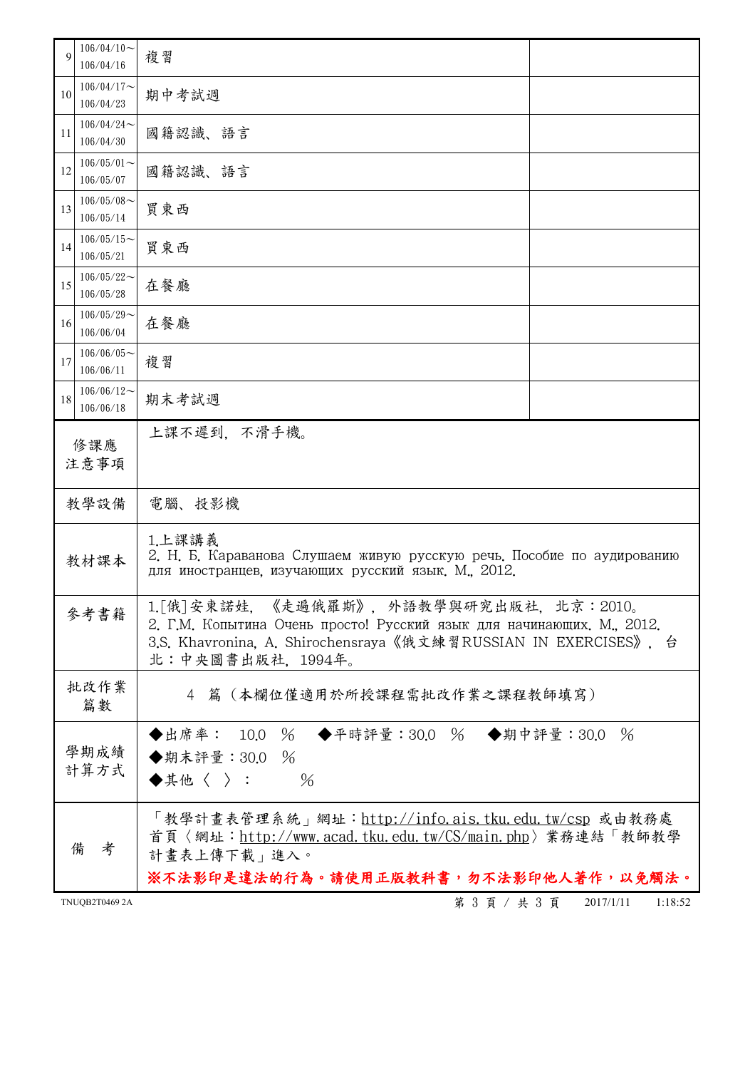| | | | |
|---|---|---|---|
| 9 | 106/04/10～<br>106/04/16 | 複習 | |
| 10 | 106/04/17～<br>106/04/23 | 期中考試週 | |
| 11 | 106/04/24～<br>106/04/30 | 國籍認識、語言 | |
| 12 | 106/05/01～<br>106/05/07 | 國籍認識、語言 | |
| 13 | 106/05/08～<br>106/05/14 | 買東西 | |
| 14 | 106/05/15～<br>106/05/21 | 買東西 | |
| 15 | 106/05/22～<br>106/05/28 | 在餐廳 | |
| 16 | 106/05/29～<br>106/06/04 | 在餐廳 | |
| 17 | 106/06/05～<br>106/06/11 | 複習 | |
| 18 | 106/06/12～<br>106/06/18 | 期末考試週 | |

| | |
|---|---|
| 修課應注意事項 | 上課不遲到，不滑手機。 |
| 教學設備 | 電腦、投影機 |
| 教材課本 | 1.上課講義<br>2. Н. Б. Караванова Слушаем живую русскую речь. Пособие по аудированию для иностранцев, изучающих русский язык. М., 2012. |
| 參考書籍 | 1.[俄]安東諾娃，《走遍俄羅斯》，外語教學與研究出版社，北京：2010。<br>2. Г.М. Копытина Очень просто! Русский язык для начинающих. М., 2012.<br>3.S. Khavronina, A. Shirochensraya《俄文練習RUSSIAN IN EXERCISES》，台北：中央圖書出版社，1994年。 |
| 批改作業篇數 | 4 篇（本欄位僅適用於所授課程需批改作業之課程教師填寫） |
| 學期成績計算方式 | ◆出席率： 10.0 ％ ◆平時評量：30.0 ％ ◆期中評量：30.0 ％<br>◆期末評量：30.0 ％<br>◆其他〈 〉： ％ |
| 備　考 | 「教學計畫表管理系統」網址：http://info.ais.tku.edu.tw/csp 或由教務處首頁〈網址：http://www.acad.tku.edu.tw/CS/main.php〉業務連結「教師教學計畫表上傳下載」進入。<br>**※不法影印是違法的行為。請使用正版教科書，勿不法影印他人著作，以免觸法。** |

TNUQB2T0469 2A　　2017/1/11　1:18:52